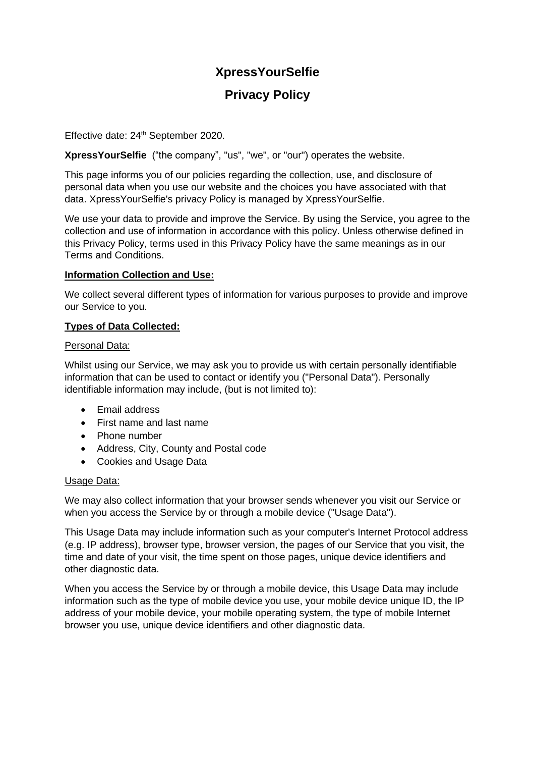# XpressYourSelfie

## Privacy Policy

Effective date: 24th September 2020.

**XpressYourSelfie** ("the company", "us", "we", or "our") operates the website.

This page informs you of our policies regarding the collection, use, and disclosure of personal data when you use our website and the choices you have associated with that data. XpressYourSelfie's privacy Policy is managed by XpressYourSelfie.

We use your data to provide and improve the Service. By using the Service, you agree to the collection and use of information in accordance with this policy. Unless otherwise defined in this Privacy Policy, terms used in this Privacy Policy have the same meanings as in our Terms and Conditions.

**Information Collection and Use:**

We collect several different types of information for various purposes to provide and improve our Service to you.

**Types of Data Collected:**

Personal Data:

Whilst using our Service, we may ask you to provide us with certain personally identifiable information that can be used to contact or identify you ("Personal Data"). Personally identifiable information may include, (but is not limited to):

- Email address
- First name and last name
- Phone number
- Address, City, County and Postal code
- Cookies and Usage Data

Usage Data:

We may also collect information that your browser sends whenever you visit our Service or when you access the Service by or through a mobile device ("Usage Data").

This Usage Data may include information such as your computer's Internet Protocol address (e.g. IP address), browser type, browser version, the pages of our Service that you visit, the time and date of your visit, the time spent on those pages, unique device identifiers and other diagnostic data.

When you access the Service by or through a mobile device, this Usage Data may include information such as the type of mobile device you use, your mobile device unique ID, the IP address of your mobile device, your mobile operating system, the type of mobile Internet browser you use, unique device identifiers and other diagnostic data.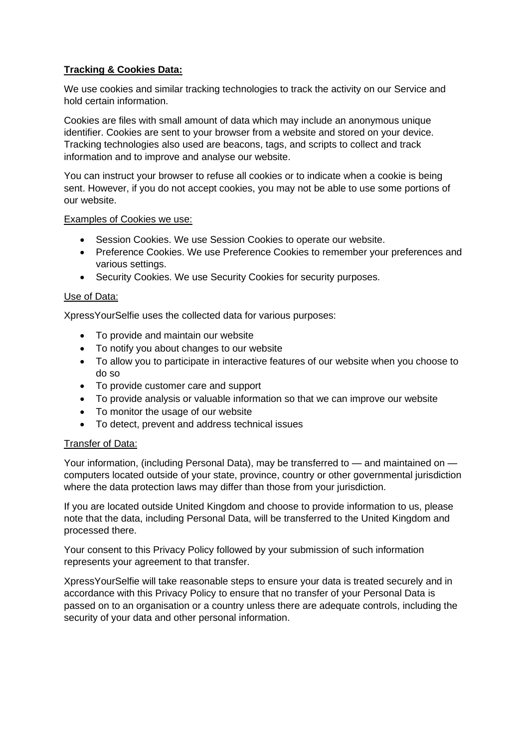**Tracking & Cookies Data:**

We use cookies and similar tracking technologies to track the activity on our Service and hold certain information.

Cookies are files with small amount of data which may include an anonymous unique identifier. Cookies are sent to your browser from a website and stored on your device. Tracking technologies also used are beacons, tags, and scripts to collect and track information and to improve and analyse our website.

You can instruct your browser to refuse all cookies or to indicate when a cookie is being sent. However, if you do not accept cookies, you may not be able to use some portions of our website.

Examples of Cookies we use:

- Session Cookies. We use Session Cookies to operate our website.
- Preference Cookies. We use Preference Cookies to remember your preferences and various settings.
- Security Cookies. We use Security Cookies for security purposes.

Use of Data:

XpressYourSelfie uses the collected data for various purposes:

- To provide and maintain our website
- To notify you about changes to our website
- To allow you to participate in interactive features of our website when you choose to do so
- To provide customer care and support
- To provide analysis or valuable information so that we can improve our website
- To monitor the usage of our website
- To detect, prevent and address technical issues

Transfer of Data:

Your information, (including Personal Data), may be transferred to — and maintained on — computers located outside of your state, province, country or other governmental jurisdiction where the data protection laws may differ than those from your jurisdiction.

If you are located outside United Kingdom and choose to provide information to us, please note that the data, including Personal Data, will be transferred to the United Kingdom and processed there.

Your consent to this Privacy Policy followed by your submission of such information represents your agreement to that transfer.

XpressYourSelfie will take reasonable steps to ensure your data is treated securely and in accordance with this Privacy Policy to ensure that no transfer of your Personal Data is passed on to an organisation or a country unless there are adequate controls, including the security of your data and other personal information.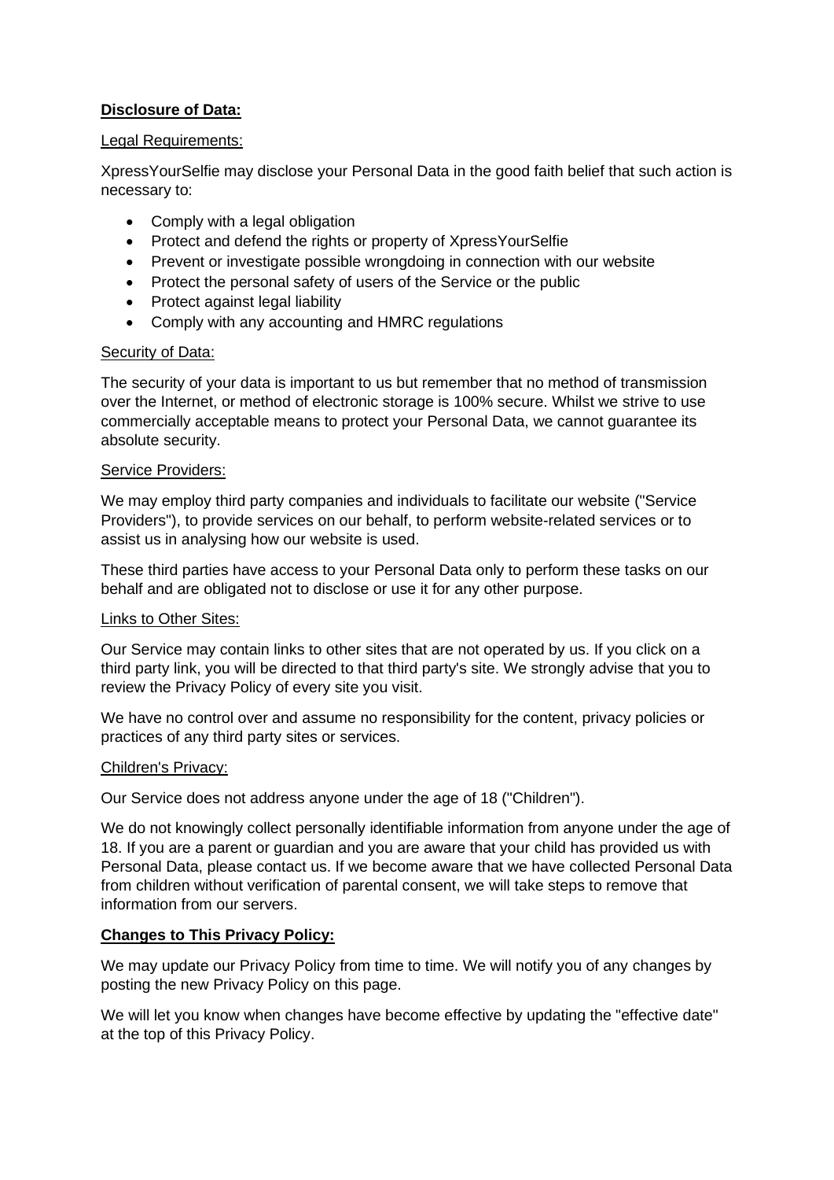**Disclosure of Data:**

Legal Requirements:

XpressYourSelfie may disclose your Personal Data in the good faith belief that such action is necessary to:

- Comply with a legal obligation
- Protect and defend the rights or property of XpressYourSelfie
- Prevent or investigate possible wrongdoing in connection with our website
- Protect the personal safety of users of the Service or the public
- Protect against legal liability
- Comply with any accounting and HMRC regulations

Security of Data:

The security of your data is important to us but remember that no method of transmission over the Internet, or method of electronic storage is 100% secure. Whilst we strive to use commercially acceptable means to protect your Personal Data, we cannot guarantee its absolute security.

Service Providers:

We may employ third party companies and individuals to facilitate our website ("Service Providers"), to provide services on our behalf, to perform website-related services or to assist us in analysing how our website is used.

These third parties have access to your Personal Data only to perform these tasks on our behalf and are obligated not to disclose or use it for any other purpose.

Links to Other Sites:

Our Service may contain links to other sites that are not operated by us. If you click on a third party link, you will be directed to that third party's site. We strongly advise that you to review the Privacy Policy of every site you visit.

We have no control over and assume no responsibility for the content, privacy policies or practices of any third party sites or services.

Children's Privacy:

Our Service does not address anyone under the age of 18 ("Children").

We do not knowingly collect personally identifiable information from anyone under the age of 18. If you are a parent or guardian and you are aware that your child has provided us with Personal Data, please contact us. If we become aware that we have collected Personal Data from children without verification of parental consent, we will take steps to remove that information from our servers.

**Changes to This Privacy Policy:**

We may update our Privacy Policy from time to time. We will notify you of any changes by posting the new Privacy Policy on this page.

We will let you know when changes have become effective by updating the "effective date" at the top of this Privacy Policy.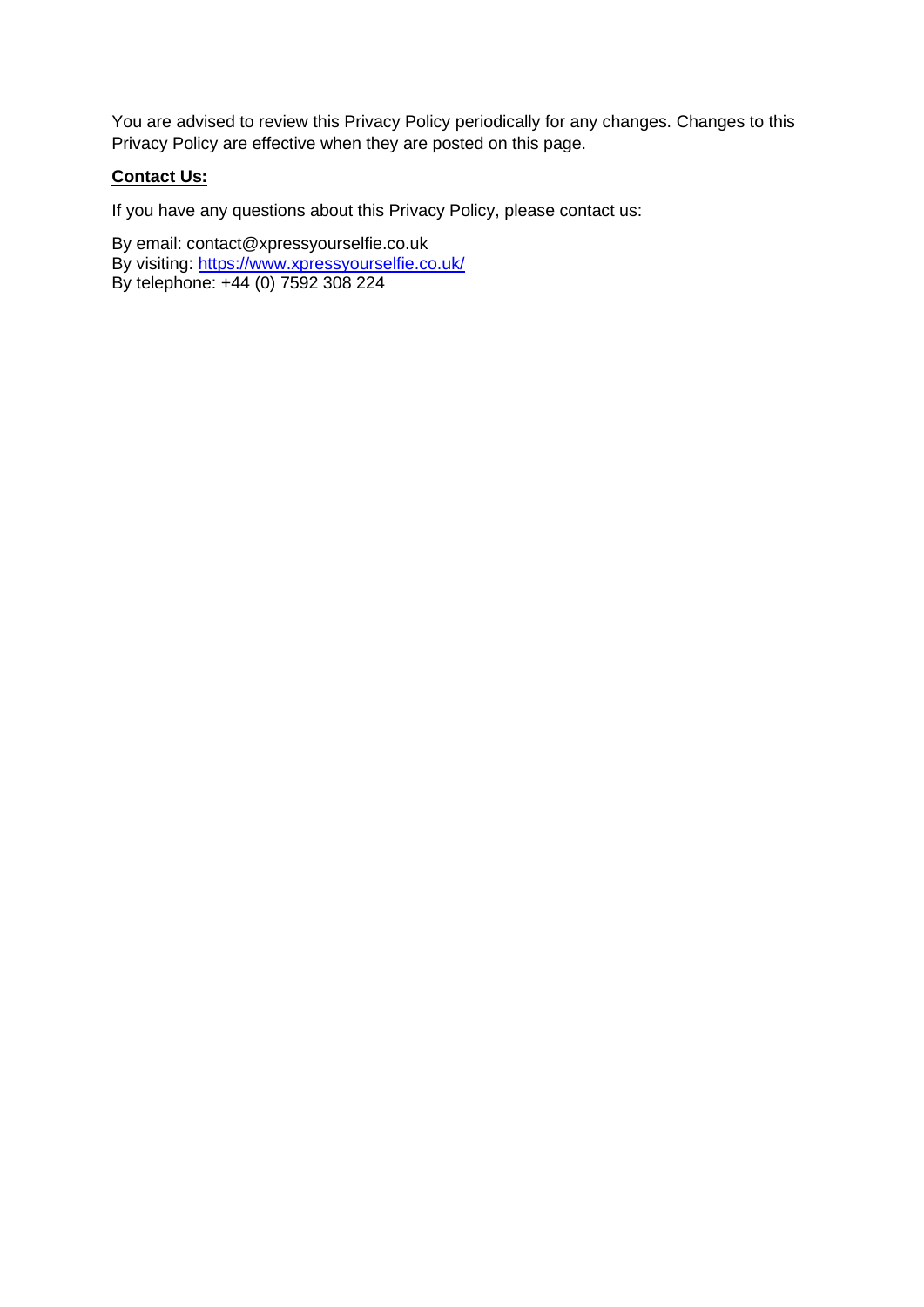You are advised to review this Privacy Policy periodically for any changes. Changes to this Privacy Policy are effective when they are posted on this page.

**Contact Us:**

If you have any questions about this Privacy Policy, please contact us:

By email: contact@xpressyourselfie.co.uk  
By visiting: [https://www.xpressyourselfie.co.uk/](https://www.xpressyourselfie.co.uk/)  
By telephone: +44 (0) 7592 308 224